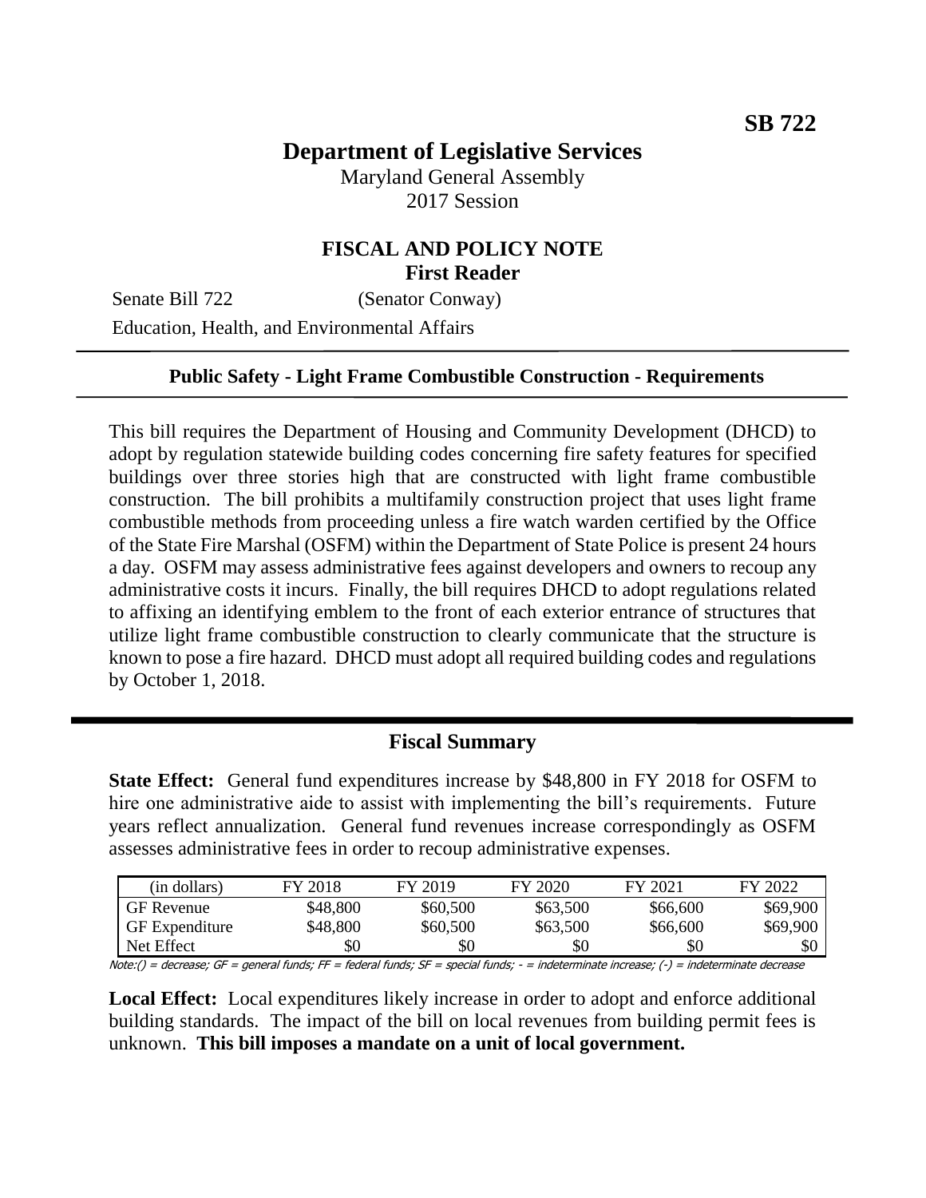**SB 722**

# Department of Legislative Services

Maryland General Assembly
2017 Session

## FISCAL AND POLICY NOTE
**First Reader**

Senate Bill 722 (Senator Conway)
Education, Health, and Environmental Affairs

**Public Safety - Light Frame Combustible Construction - Requirements**

This bill requires the Department of Housing and Community Development (DHCD) to adopt by regulation statewide building codes concerning fire safety features for specified buildings over three stories high that are constructed with light frame combustible construction. The bill prohibits a multifamily construction project that uses light frame combustible methods from proceeding unless a fire watch warden certified by the Office of the State Fire Marshal (OSFM) within the Department of State Police is present 24 hours a day. OSFM may assess administrative fees against developers and owners to recoup any administrative costs it incurs. Finally, the bill requires DHCD to adopt regulations related to affixing an identifying emblem to the front of each exterior entrance of structures that utilize light frame combustible construction to clearly communicate that the structure is known to pose a fire hazard. DHCD must adopt all required building codes and regulations by October 1, 2018.

## Fiscal Summary

**State Effect:** General fund expenditures increase by $48,800 in FY 2018 for OSFM to hire one administrative aide to assist with implementing the bill's requirements. Future years reflect annualization. General fund revenues increase correspondingly as OSFM assesses administrative fees in order to recoup administrative expenses.

| (in dollars) | FY 2018 | FY 2019 | FY 2020 | FY 2021 | FY 2022 |
|---|---|---|---|---|---|
| GF Revenue | $48,800 | $60,500 | $63,500 | $66,600 | $69,900 |
| GF Expenditure | $48,800 | $60,500 | $63,500 | $66,600 | $69,900 |
| Net Effect | $0 | $0 | $0 | $0 | $0 |

*Note:() = decrease; GF = general funds; FF = federal funds; SF = special funds; - = indeterminate increase; (-) = indeterminate decrease*

**Local Effect:** Local expenditures likely increase in order to adopt and enforce additional building standards. The impact of the bill on local revenues from building permit fees is unknown. **This bill imposes a mandate on a unit of local government.**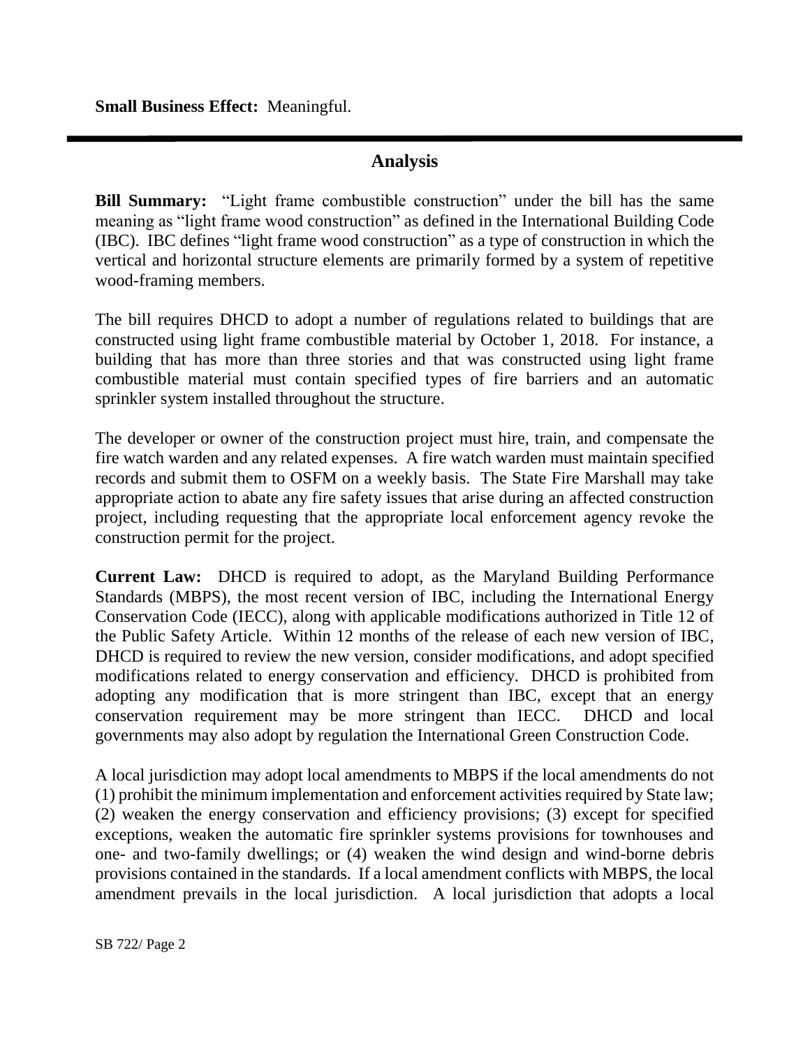**Small Business Effect:** Meaningful.

## Analysis

**Bill Summary:** "Light frame combustible construction" under the bill has the same meaning as "light frame wood construction" as defined in the International Building Code (IBC). IBC defines "light frame wood construction" as a type of construction in which the vertical and horizontal structure elements are primarily formed by a system of repetitive wood-framing members.

The bill requires DHCD to adopt a number of regulations related to buildings that are constructed using light frame combustible material by October 1, 2018. For instance, a building that has more than three stories and that was constructed using light frame combustible material must contain specified types of fire barriers and an automatic sprinkler system installed throughout the structure.

The developer or owner of the construction project must hire, train, and compensate the fire watch warden and any related expenses. A fire watch warden must maintain specified records and submit them to OSFM on a weekly basis. The State Fire Marshall may take appropriate action to abate any fire safety issues that arise during an affected construction project, including requesting that the appropriate local enforcement agency revoke the construction permit for the project.

**Current Law:** DHCD is required to adopt, as the Maryland Building Performance Standards (MBPS), the most recent version of IBC, including the International Energy Conservation Code (IECC), along with applicable modifications authorized in Title 12 of the Public Safety Article. Within 12 months of the release of each new version of IBC, DHCD is required to review the new version, consider modifications, and adopt specified modifications related to energy conservation and efficiency. DHCD is prohibited from adopting any modification that is more stringent than IBC, except that an energy conservation requirement may be more stringent than IECC. DHCD and local governments may also adopt by regulation the International Green Construction Code.

A local jurisdiction may adopt local amendments to MBPS if the local amendments do not (1) prohibit the minimum implementation and enforcement activities required by State law; (2) weaken the energy conservation and efficiency provisions; (3) except for specified exceptions, weaken the automatic fire sprinkler systems provisions for townhouses and one- and two-family dwellings; or (4) weaken the wind design and wind-borne debris provisions contained in the standards. If a local amendment conflicts with MBPS, the local amendment prevails in the local jurisdiction. A local jurisdiction that adopts a local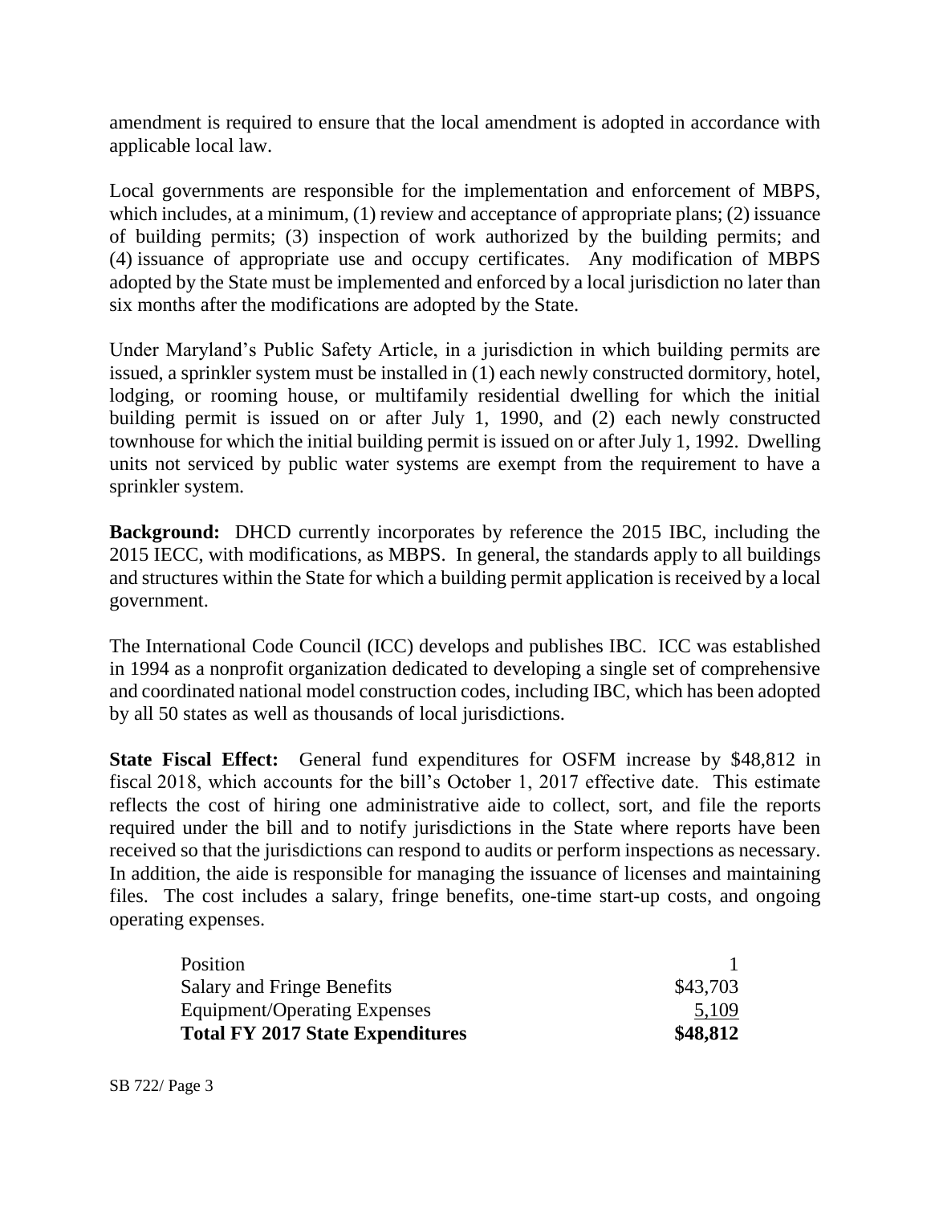amendment is required to ensure that the local amendment is adopted in accordance with applicable local law.

Local governments are responsible for the implementation and enforcement of MBPS, which includes, at a minimum, (1) review and acceptance of appropriate plans; (2) issuance of building permits; (3) inspection of work authorized by the building permits; and (4) issuance of appropriate use and occupy certificates. Any modification of MBPS adopted by the State must be implemented and enforced by a local jurisdiction no later than six months after the modifications are adopted by the State.

Under Maryland's Public Safety Article, in a jurisdiction in which building permits are issued, a sprinkler system must be installed in (1) each newly constructed dormitory, hotel, lodging, or rooming house, or multifamily residential dwelling for which the initial building permit is issued on or after July 1, 1990, and (2) each newly constructed townhouse for which the initial building permit is issued on or after July 1, 1992. Dwelling units not serviced by public water systems are exempt from the requirement to have a sprinkler system.

**Background:** DHCD currently incorporates by reference the 2015 IBC, including the 2015 IECC, with modifications, as MBPS. In general, the standards apply to all buildings and structures within the State for which a building permit application is received by a local government.

The International Code Council (ICC) develops and publishes IBC. ICC was established in 1994 as a nonprofit organization dedicated to developing a single set of comprehensive and coordinated national model construction codes, including IBC, which has been adopted by all 50 states as well as thousands of local jurisdictions.

**State Fiscal Effect:** General fund expenditures for OSFM increase by $48,812 in fiscal 2018, which accounts for the bill's October 1, 2017 effective date. This estimate reflects the cost of hiring one administrative aide to collect, sort, and file the reports required under the bill and to notify jurisdictions in the State where reports have been received so that the jurisdictions can respond to audits or perform inspections as necessary. In addition, the aide is responsible for managing the issuance of licenses and maintaining files. The cost includes a salary, fringe benefits, one-time start-up costs, and ongoing operating expenses.

| | |
|---|---|
| Position | 1 |
| Salary and Fringe Benefits | $43,703 |
| Equipment/Operating Expenses | 5,109 |
| **Total FY 2017 State Expenditures** | **$48,812** |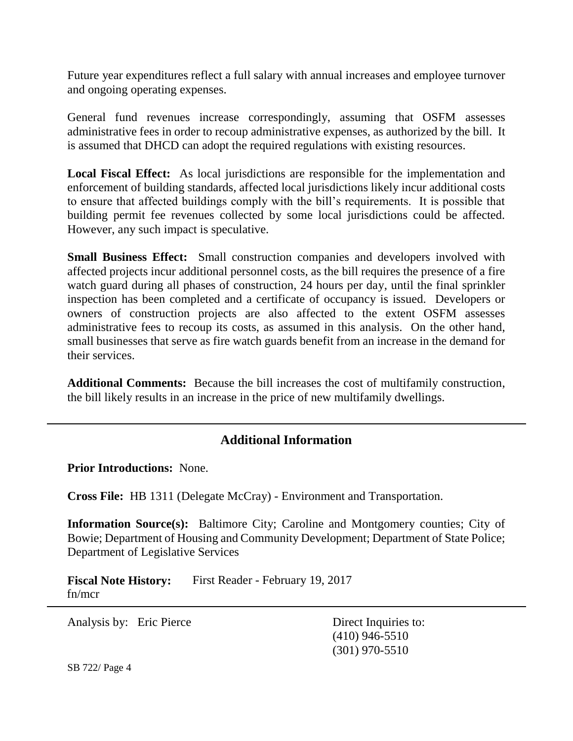Future year expenditures reflect a full salary with annual increases and employee turnover and ongoing operating expenses.

General fund revenues increase correspondingly, assuming that OSFM assesses administrative fees in order to recoup administrative expenses, as authorized by the bill. It is assumed that DHCD can adopt the required regulations with existing resources.

**Local Fiscal Effect:** As local jurisdictions are responsible for the implementation and enforcement of building standards, affected local jurisdictions likely incur additional costs to ensure that affected buildings comply with the bill's requirements. It is possible that building permit fee revenues collected by some local jurisdictions could be affected. However, any such impact is speculative.

**Small Business Effect:** Small construction companies and developers involved with affected projects incur additional personnel costs, as the bill requires the presence of a fire watch guard during all phases of construction, 24 hours per day, until the final sprinkler inspection has been completed and a certificate of occupancy is issued. Developers or owners of construction projects are also affected to the extent OSFM assesses administrative fees to recoup its costs, as assumed in this analysis. On the other hand, small businesses that serve as fire watch guards benefit from an increase in the demand for their services.

**Additional Comments:** Because the bill increases the cost of multifamily construction, the bill likely results in an increase in the price of new multifamily dwellings.

## Additional Information

**Prior Introductions:** None.

**Cross File:** HB 1311 (Delegate McCray) - Environment and Transportation.

**Information Source(s):** Baltimore City; Caroline and Montgomery counties; City of Bowie; Department of Housing and Community Development; Department of State Police; Department of Legislative Services

**Fiscal Note History:** First Reader - February 19, 2017
fn/mcr

Analysis by: Eric Pierce

Direct Inquiries to:
(410) 946-5510
(301) 970-5510